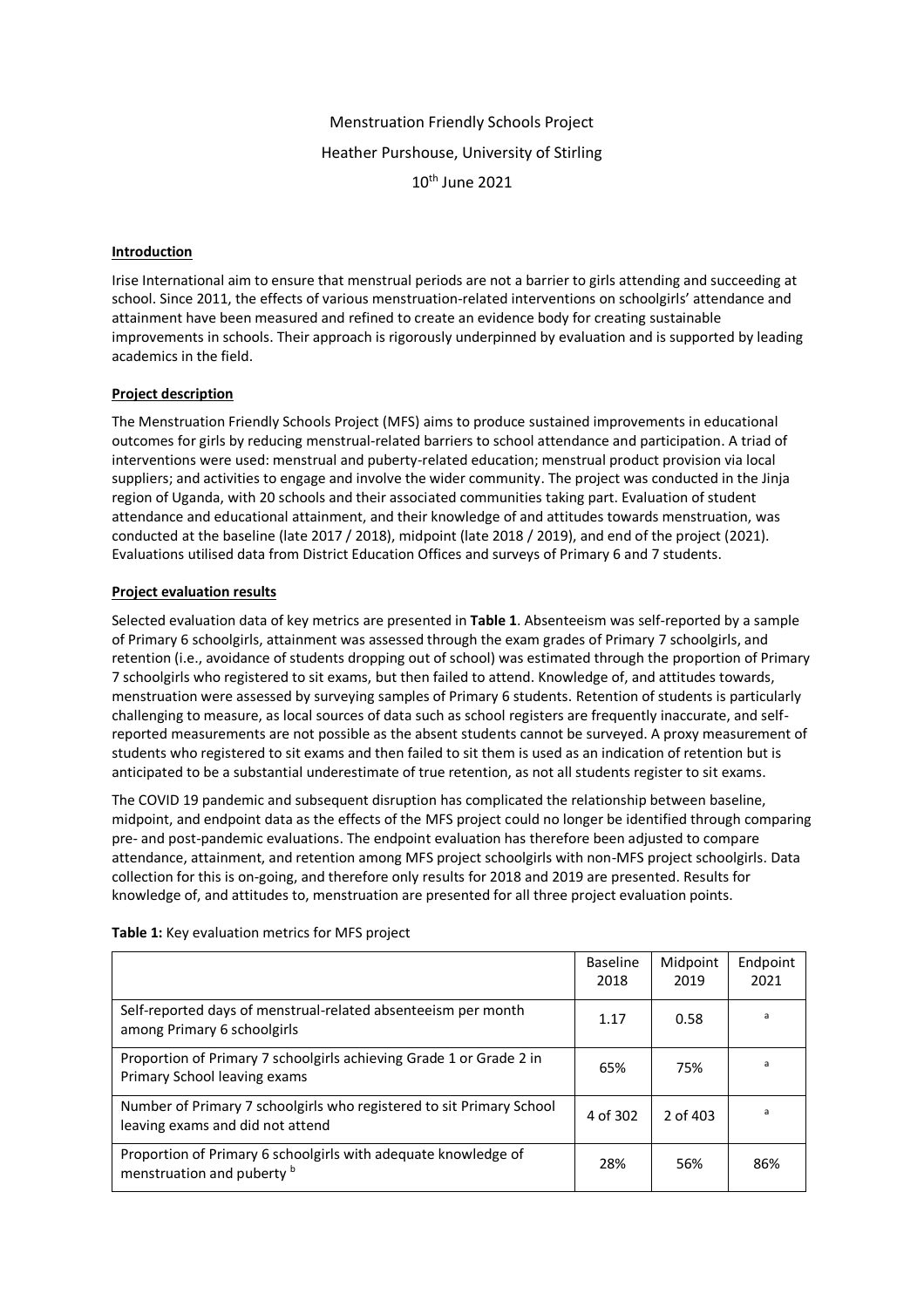Menstruation Friendly Schools Project

Heather Purshouse, University of Stirling

10th June 2021

**Introduction**

Irise International aim to ensure that menstrual periods are not a barrier to girls attending and succeeding at school. Since 2011, the effects of various menstruation-related interventions on schoolgirls' attendance and attainment have been measured and refined to create an evidence body for creating sustainable improvements in schools. Their approach is rigorously underpinned by evaluation and is supported by leading academics in the field.

**Project description**

The Menstruation Friendly Schools Project (MFS) aims to produce sustained improvements in educational outcomes for girls by reducing menstrual-related barriers to school attendance and participation. A triad of interventions were used: menstrual and puberty-related education; menstrual product provision via local suppliers; and activities to engage and involve the wider community. The project was conducted in the Jinja region of Uganda, with 20 schools and their associated communities taking part. Evaluation of student attendance and educational attainment, and their knowledge of and attitudes towards menstruation, was conducted at the baseline (late 2017 / 2018), midpoint (late 2018 / 2019), and end of the project (2021). Evaluations utilised data from District Education Offices and surveys of Primary 6 and 7 students.

**Project evaluation results**

Selected evaluation data of key metrics are presented in **Table 1**. Absenteeism was self-reported by a sample of Primary 6 schoolgirls, attainment was assessed through the exam grades of Primary 7 schoolgirls, and retention (i.e., avoidance of students dropping out of school) was estimated through the proportion of Primary 7 schoolgirls who registered to sit exams, but then failed to attend. Knowledge of, and attitudes towards, menstruation were assessed by surveying samples of Primary 6 students. Retention of students is particularly challenging to measure, as local sources of data such as school registers are frequently inaccurate, and self-reported measurements are not possible as the absent students cannot be surveyed. A proxy measurement of students who registered to sit exams and then failed to sit them is used as an indication of retention but is anticipated to be a substantial underestimate of true retention, as not all students register to sit exams.

The COVID 19 pandemic and subsequent disruption has complicated the relationship between baseline, midpoint, and endpoint data as the effects of the MFS project could no longer be identified through comparing pre- and post-pandemic evaluations. The endpoint evaluation has therefore been adjusted to compare attendance, attainment, and retention among MFS project schoolgirls with non-MFS project schoolgirls. Data collection for this is on-going, and therefore only results for 2018 and 2019 are presented. Results for knowledge of, and attitudes to, menstruation are presented for all three project evaluation points.

**Table 1:** Key evaluation metrics for MFS project

| | Baseline 2018 | Midpoint 2019 | Endpoint 2021 |
|---|---|---|---|
| Self-reported days of menstrual-related absenteeism per month among Primary 6 schoolgirls | 1.17 | 0.58 | [a] |
| Proportion of Primary 7 schoolgirls achieving Grade 1 or Grade 2 in Primary School leaving exams | 65% | 75% | [a] |
| Number of Primary 7 schoolgirls who registered to sit Primary School leaving exams and did not attend | 4 of 302 | 2 of 403 | [a] |
| Proportion of Primary 6 schoolgirls with adequate knowledge of menstruation and puberty [b] | 28% | 56% | 86% |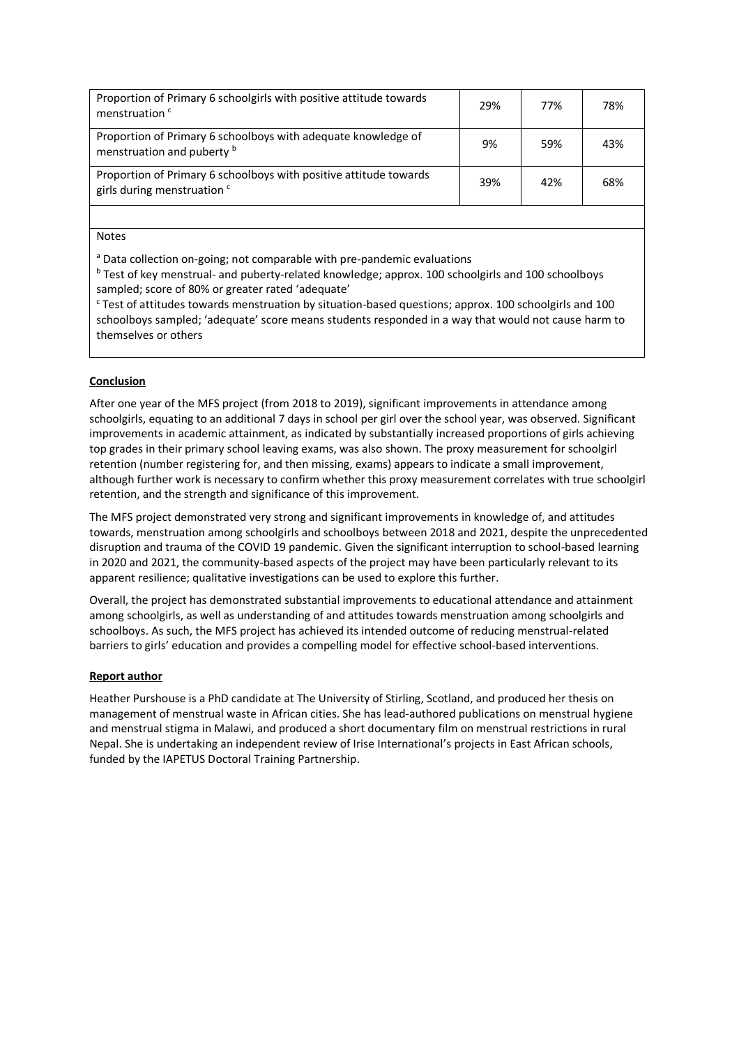| | | | |
|---|---|---|---|
| Proportion of Primary 6 schoolgirls with positive attitude towards menstruation [c] | 29% | 77% | 78% |
| Proportion of Primary 6 schoolboys with adequate knowledge of menstruation and puberty [b] | 9% | 59% | 43% |
| Proportion of Primary 6 schoolboys with positive attitude towards girls during menstruation [c] | 39% | 42% | 68% |

Notes

[a] Data collection on-going; not comparable with pre-pandemic evaluations

[b] Test of key menstrual- and puberty-related knowledge; approx. 100 schoolgirls and 100 schoolboys sampled; score of 80% or greater rated 'adequate'

[c] Test of attitudes towards menstruation by situation-based questions; approx. 100 schoolgirls and 100 schoolboys sampled; 'adequate' score means students responded in a way that would not cause harm to themselves or others

## Conclusion

After one year of the MFS project (from 2018 to 2019), significant improvements in attendance among schoolgirls, equating to an additional 7 days in school per girl over the school year, was observed. Significant improvements in academic attainment, as indicated by substantially increased proportions of girls achieving top grades in their primary school leaving exams, was also shown. The proxy measurement for schoolgirl retention (number registering for, and then missing, exams) appears to indicate a small improvement, although further work is necessary to confirm whether this proxy measurement correlates with true schoolgirl retention, and the strength and significance of this improvement.

The MFS project demonstrated very strong and significant improvements in knowledge of, and attitudes towards, menstruation among schoolgirls and schoolboys between 2018 and 2021, despite the unprecedented disruption and trauma of the COVID 19 pandemic. Given the significant interruption to school-based learning in 2020 and 2021, the community-based aspects of the project may have been particularly relevant to its apparent resilience; qualitative investigations can be used to explore this further.

Overall, the project has demonstrated substantial improvements to educational attendance and attainment among schoolgirls, as well as understanding of and attitudes towards menstruation among schoolgirls and schoolboys. As such, the MFS project has achieved its intended outcome of reducing menstrual-related barriers to girls' education and provides a compelling model for effective school-based interventions.

## Report author

Heather Purshouse is a PhD candidate at The University of Stirling, Scotland, and produced her thesis on management of menstrual waste in African cities. She has lead-authored publications on menstrual hygiene and menstrual stigma in Malawi, and produced a short documentary film on menstrual restrictions in rural Nepal. She is undertaking an independent review of Irise International's projects in East African schools, funded by the IAPETUS Doctoral Training Partnership.